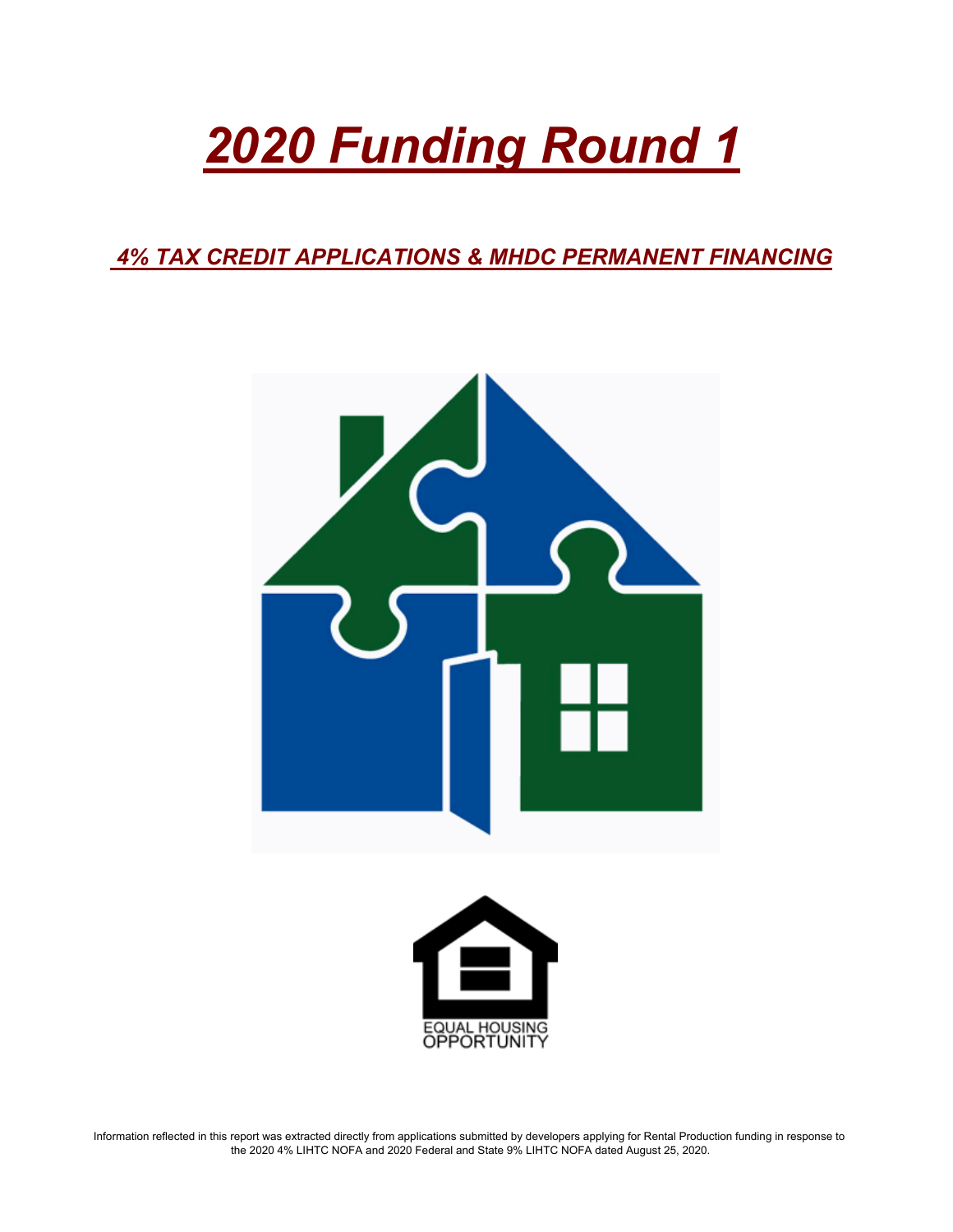# ***2020 Funding Round 1***

## ***4% TAX CREDIT APPLICATIONS & MHDC PERMANENT FINANCING***

EQUAL HOUSING OPPORTUNITY

Information reflected in this report was extracted directly from applications submitted by developers applying for Rental Production funding in response to the 2020 4% LIHTC NOFA and 2020 Federal and State 9% LIHTC NOFA dated August 25, 2020.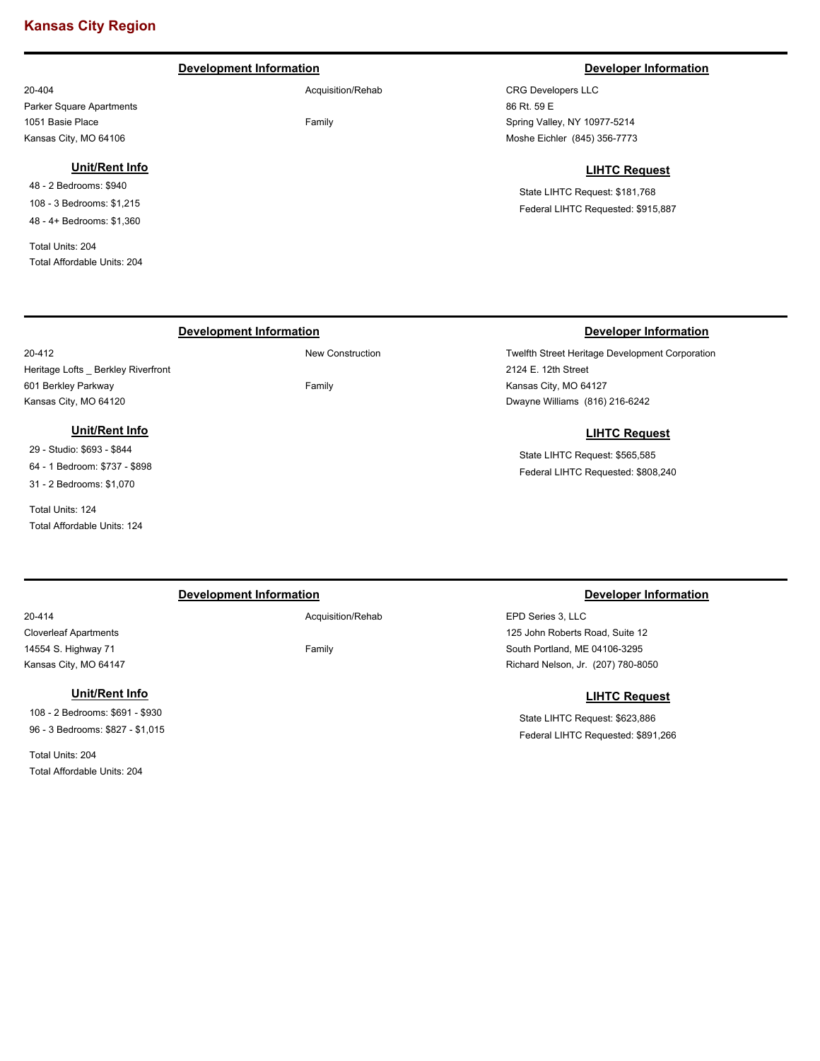# Kansas City Region

## Development Information

20-404
Parker Square Apartments
1051 Basie Place
Kansas City, MO 64106

Acquisition/Rehab

Family

### Unit/Rent Info

- 48 - 2 Bedrooms: $940
- 108 - 3 Bedrooms: $1,215
- 48 - 4+ Bedrooms: $1,360

Total Units: 204
Total Affordable Units: 204

## Developer Information

CRG Developers LLC
86 Rt. 59 E
Spring Valley, NY 10977-5214
Moshe Eichler (845) 356-7773

### LIHTC Request

State LIHTC Request: $181,768
Federal LIHTC Requested: $915,887

---

## Development Information

20-412
Heritage Lofts _ Berkley Riverfront
601 Berkley Parkway
Kansas City, MO 64120

New Construction

Family

### Unit/Rent Info

- 29 - Studio: $693 - $844
- 64 - 1 Bedroom: $737 - $898
- 31 - 2 Bedrooms: $1,070

Total Units: 124
Total Affordable Units: 124

## Developer Information

Twelfth Street Heritage Development Corporation
2124 E. 12th Street
Kansas City, MO 64127
Dwayne Williams (816) 216-6242

### LIHTC Request

State LIHTC Request: $565,585
Federal LIHTC Requested: $808,240

---

## Development Information

20-414
Cloverleaf Apartments
14554 S. Highway 71
Kansas City, MO 64147

Acquisition/Rehab

Family

### Unit/Rent Info

- 108 - 2 Bedrooms: $691 - $930
- 96 - 3 Bedrooms: $827 - $1,015

Total Units: 204
Total Affordable Units: 204

## Developer Information

EPD Series 3, LLC
125 John Roberts Road, Suite 12
South Portland, ME 04106-3295
Richard Nelson, Jr. (207) 780-8050

### LIHTC Request

State LIHTC Request: $623,886
Federal LIHTC Requested: $891,266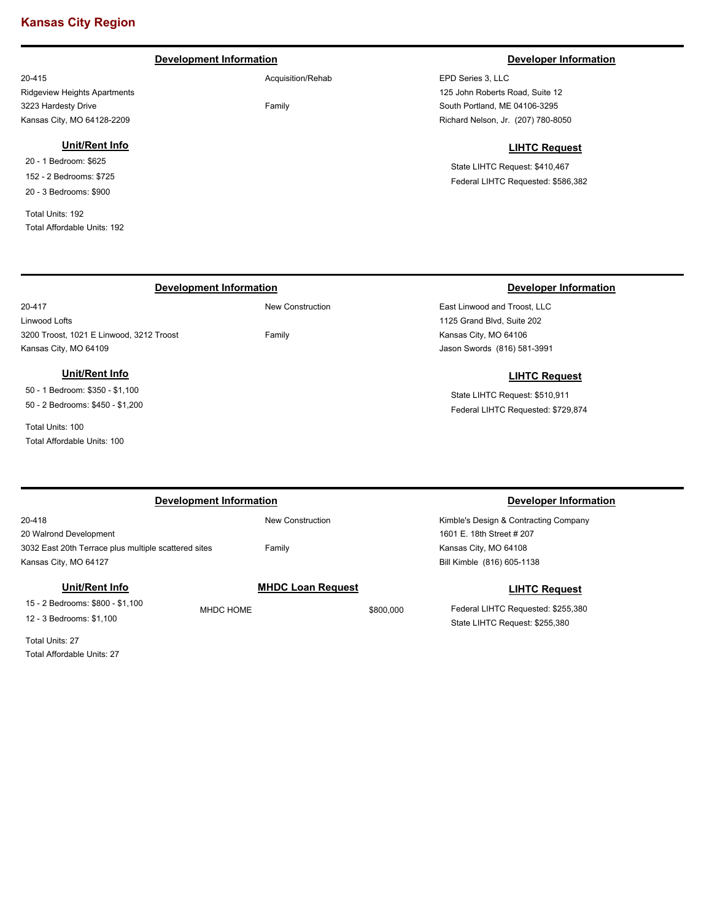## Kansas City Region

---

### Development Information

20-415
Ridgeview Heights Apartments
3223 Hardesty Drive
Kansas City, MO 64128-2209

Acquisition/Rehab

Family

### Developer Information

EPD Series 3, LLC
125 John Roberts Road, Suite 12
South Portland, ME 04106-3295
Richard Nelson, Jr. (207) 780-8050

### Unit/Rent Info

20 - 1 Bedroom: $625
152 - 2 Bedrooms: $725
20 - 3 Bedrooms: $900

Total Units: 192
Total Affordable Units: 192

### LIHTC Request

State LIHTC Request: $410,467
Federal LIHTC Requested: $586,382

---

### Development Information

20-417
Linwood Lofts
3200 Troost, 1021 E Linwood, 3212 Troost
Kansas City, MO 64109

New Construction

Family

### Developer Information

East Linwood and Troost, LLC
1125 Grand Blvd, Suite 202
Kansas City, MO 64106
Jason Swords (816) 581-3991

### Unit/Rent Info

50 - 1 Bedroom: $350 - $1,100
50 - 2 Bedrooms: $450 - $1,200

Total Units: 100
Total Affordable Units: 100

### LIHTC Request

State LIHTC Request: $510,911
Federal LIHTC Requested: $729,874

---

### Development Information

20-418
20 Walrond Development
3032 East 20th Terrace plus multiple scattered sites
Kansas City, MO 64127

New Construction

Family

### Developer Information

Kimble's Design & Contracting Company
1601 E. 18th Street # 207
Kansas City, MO 64108
Bill Kimble (816) 605-1138

### Unit/Rent Info

15 - 2 Bedrooms: $800 - $1,100
12 - 3 Bedrooms: $1,100

Total Units: 27
Total Affordable Units: 27

### MHDC Loan Request

MHDC HOME $800,000

### LIHTC Request

Federal LIHTC Requested: $255,380
State LIHTC Request: $255,380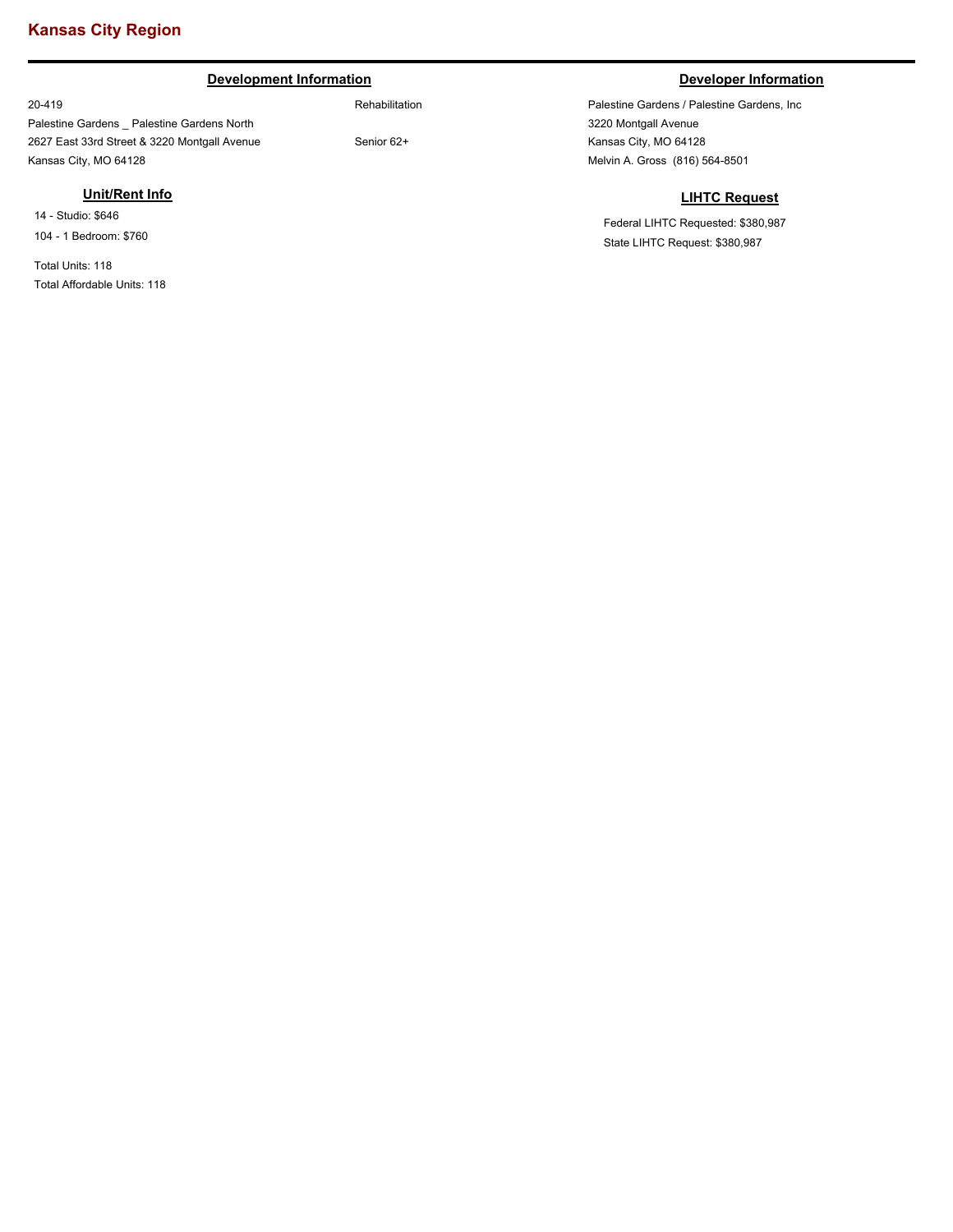# Kansas City Region

## Development Information

20-419
Palestine Gardens _ Palestine Gardens North
2627 East 33rd Street & 3220 Montgall Avenue
Kansas City, MO 64128

Rehabilitation

Senior 62+

### Unit/Rent Info

14 - Studio: $646
104 - 1 Bedroom: $760

Total Units: 118
Total Affordable Units: 118

## Developer Information

Palestine Gardens / Palestine Gardens, Inc
3220 Montgall Avenue
Kansas City, MO 64128
Melvin A. Gross (816) 564-8501

### LIHTC Request

Federal LIHTC Requested: $380,987
State LIHTC Request: $380,987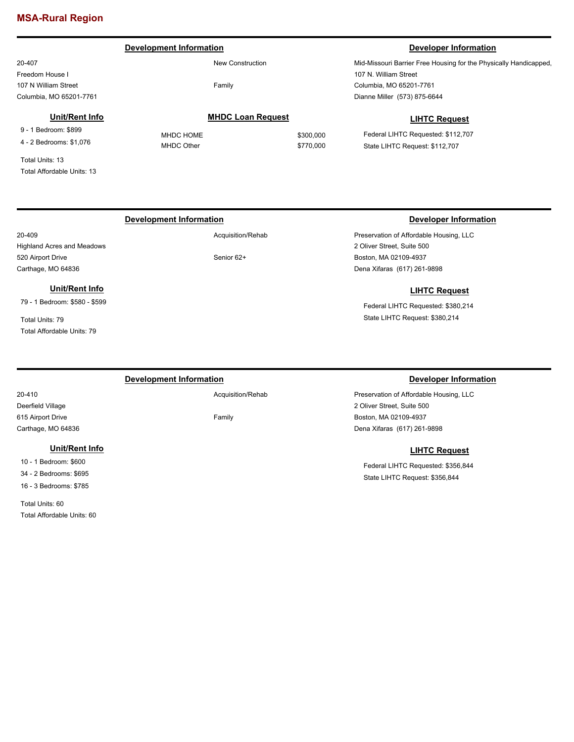## MSA-Rural Region

---

### Development Information

20-407
Freedom House I
107 N William Street
Columbia, MO 65201-7761

New Construction

Family

### Developer Information

Mid-Missouri Barrier Free Housing for the Physically Handicapped,
107 N. William Street
Columbia, MO 65201-7761
Dianne Miller (573) 875-6644

### Unit/Rent Info

9 - 1 Bedroom: $899
4 - 2 Bedrooms: $1,076

Total Units: 13
Total Affordable Units: 13

### MHDC Loan Request

| | |
|---|---|
| MHDC HOME | $300,000 |
| MHDC Other | $770,000 |

### LIHTC Request

Federal LIHTC Requested: $112,707
State LIHTC Request: $112,707

---

### Development Information

20-409
Highland Acres and Meadows
520 Airport Drive
Carthage, MO 64836

Acquisition/Rehab

Senior 62+

### Developer Information

Preservation of Affordable Housing, LLC
2 Oliver Street, Suite 500
Boston, MA 02109-4937
Dena Xifaras (617) 261-9898

### Unit/Rent Info

79 - 1 Bedroom: $580 - $599

Total Units: 79
Total Affordable Units: 79

### LIHTC Request

Federal LIHTC Requested: $380,214
State LIHTC Request: $380,214

---

### Development Information

20-410
Deerfield Village
615 Airport Drive
Carthage, MO 64836

Acquisition/Rehab

Family

### Developer Information

Preservation of Affordable Housing, LLC
2 Oliver Street, Suite 500
Boston, MA 02109-4937
Dena Xifaras (617) 261-9898

### Unit/Rent Info

10 - 1 Bedroom: $600
34 - 2 Bedrooms: $695
16 - 3 Bedrooms: $785

Total Units: 60
Total Affordable Units: 60

### LIHTC Request

Federal LIHTC Requested: $356,844
State LIHTC Request: $356,844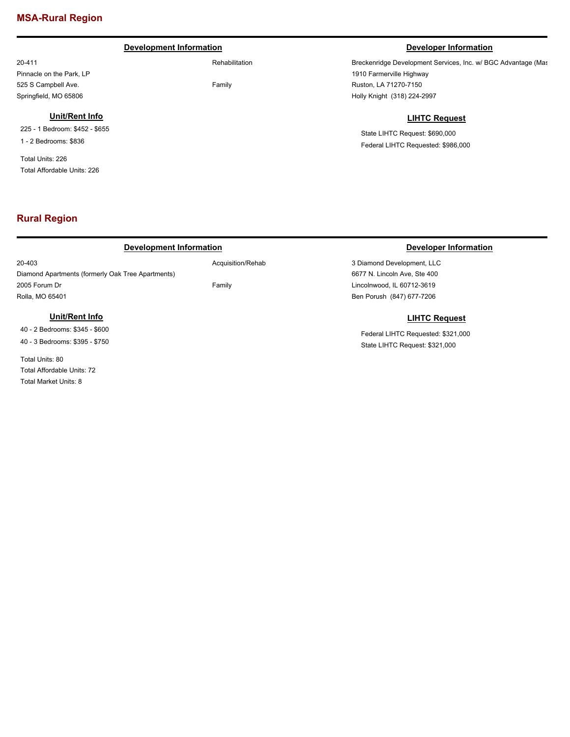## MSA-Rural Region

**Development Information**

20-411
Pinnacle on the Park, LP
525 S Campbell Ave.
Springfield, MO 65806

Rehabilitation

Family

**Developer Information**

Breckenridge Development Services, Inc. w/ BGC Advantage (Mas
1910 Farmerville Highway
Ruston, LA 71270-7150
Holly Knight (318) 224-2997

**Unit/Rent Info**

225 - 1 Bedroom: $452 - $655
1 - 2 Bedrooms: $836

Total Units: 226
Total Affordable Units: 226

**LIHTC Request**

State LIHTC Request: $690,000
Federal LIHTC Requested: $986,000

## Rural Region

**Development Information**

20-403
Diamond Apartments (formerly Oak Tree Apartments)
2005 Forum Dr
Rolla, MO 65401

Acquisition/Rehab

Family

**Developer Information**

3 Diamond Development, LLC
6677 N. Lincoln Ave, Ste 400
Lincolnwood, IL 60712-3619
Ben Porush (847) 677-7206

**Unit/Rent Info**

40 - 2 Bedrooms: $345 - $600
40 - 3 Bedrooms: $395 - $750

Total Units: 80
Total Affordable Units: 72
Total Market Units: 8

**LIHTC Request**

Federal LIHTC Requested: $321,000
State LIHTC Request: $321,000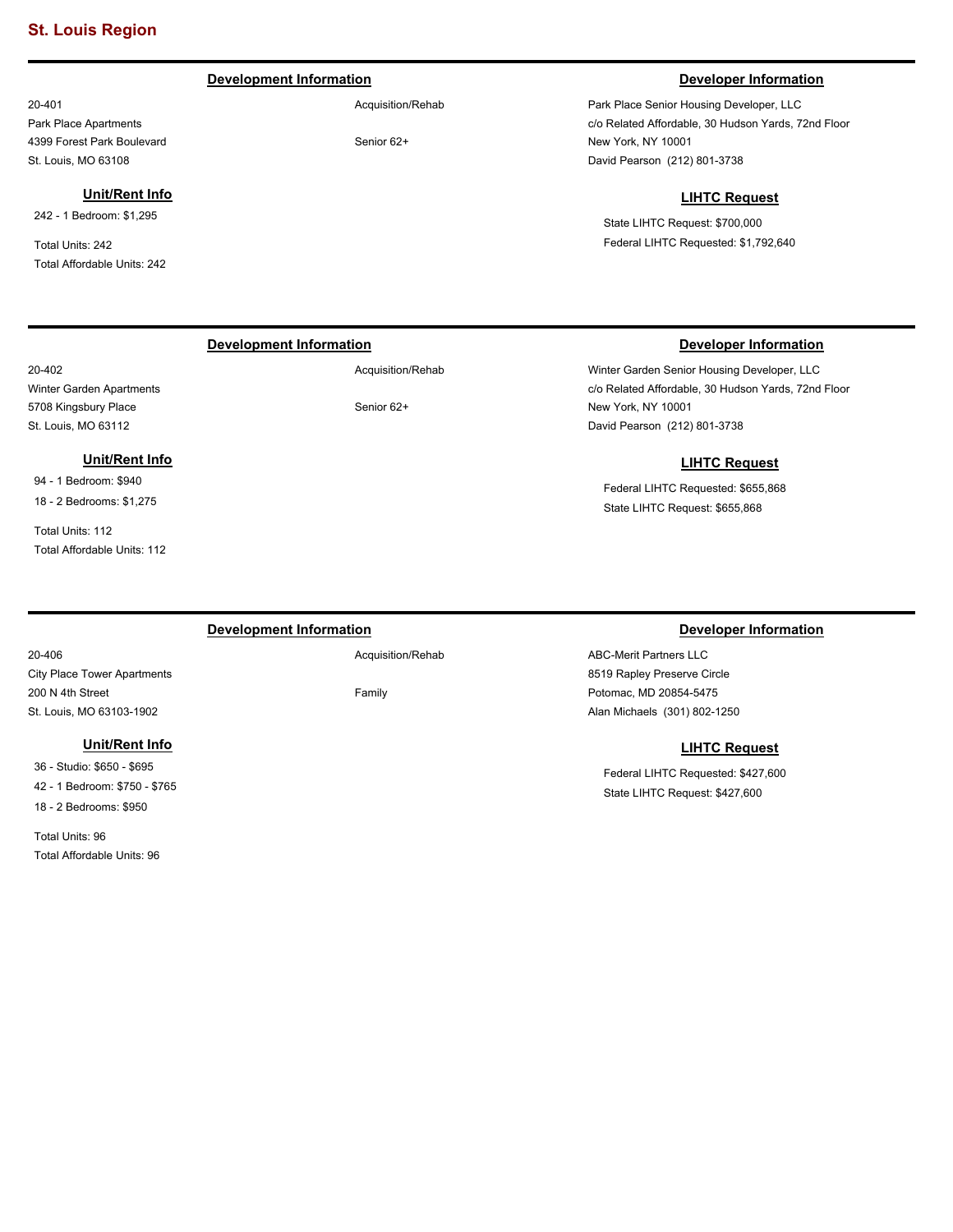## St. Louis Region

---

### Development Information

20-401
Park Place Apartments
4399 Forest Park Boulevard
St. Louis, MO 63108

Acquisition/Rehab

Senior 62+

### Developer Information

Park Place Senior Housing Developer, LLC
c/o Related Affordable, 30 Hudson Yards, 72nd Floor
New York, NY 10001
David Pearson (212) 801-3738

### Unit/Rent Info

242 - 1 Bedroom: $1,295

Total Units: 242
Total Affordable Units: 242

### LIHTC Request

State LIHTC Request: $700,000
Federal LIHTC Requested: $1,792,640

---

### Development Information

20-402
Winter Garden Apartments
5708 Kingsbury Place
St. Louis, MO 63112

Acquisition/Rehab

Senior 62+

### Developer Information

Winter Garden Senior Housing Developer, LLC
c/o Related Affordable, 30 Hudson Yards, 72nd Floor
New York, NY 10001
David Pearson (212) 801-3738

### Unit/Rent Info

94 - 1 Bedroom: $940
18 - 2 Bedrooms: $1,275

Total Units: 112
Total Affordable Units: 112

### LIHTC Request

Federal LIHTC Requested: $655,868
State LIHTC Request: $655,868

---

### Development Information

20-406
City Place Tower Apartments
200 N 4th Street
St. Louis, MO 63103-1902

Acquisition/Rehab

Family

### Developer Information

ABC-Merit Partners LLC
8519 Rapley Preserve Circle
Potomac, MD 20854-5475
Alan Michaels (301) 802-1250

### Unit/Rent Info

36 - Studio: $650 - $695
42 - 1 Bedroom: $750 - $765
18 - 2 Bedrooms: $950

Total Units: 96
Total Affordable Units: 96

### LIHTC Request

Federal LIHTC Requested: $427,600
State LIHTC Request: $427,600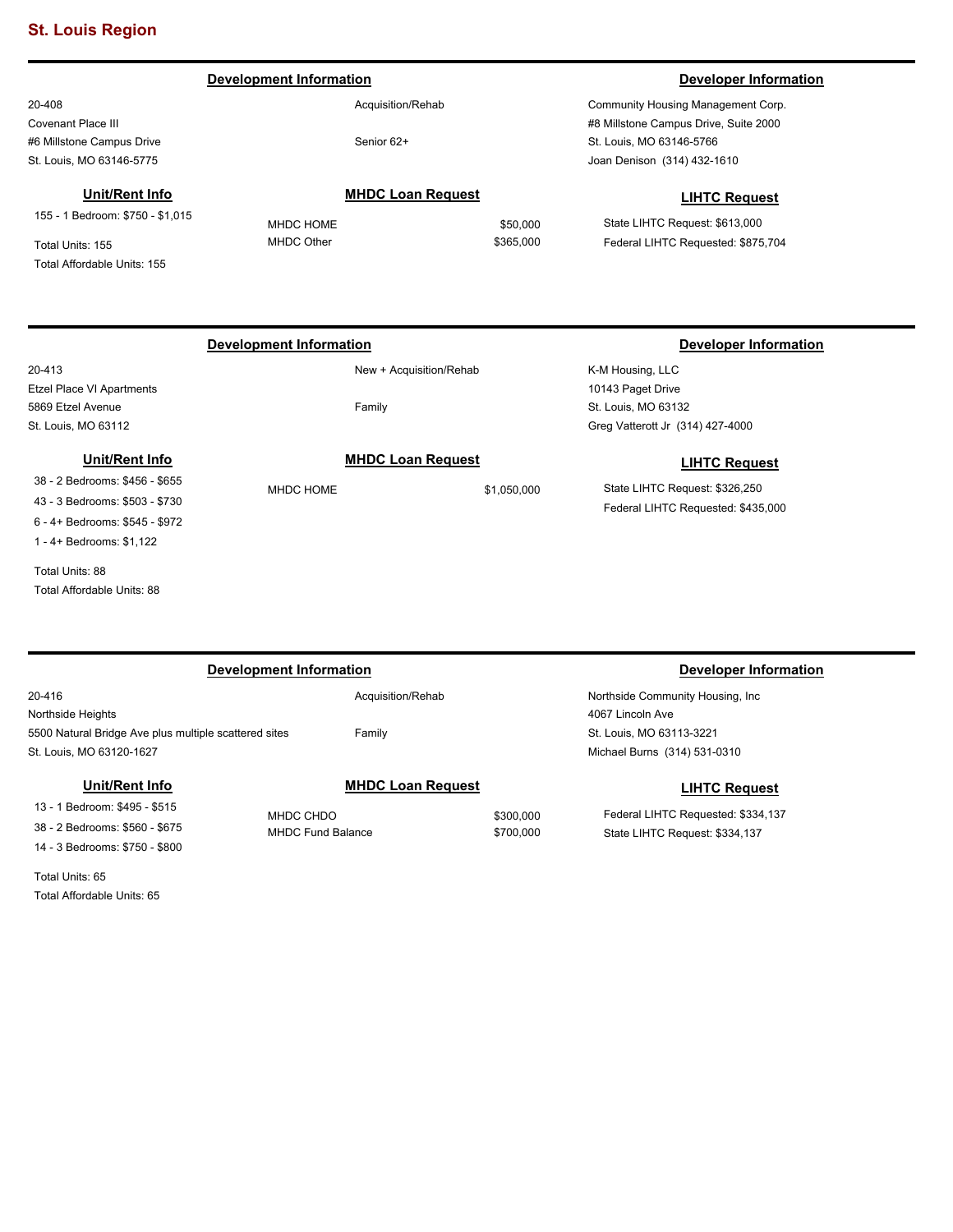## St. Louis Region

---

### Development Information

20-408
Covenant Place III
#6 Millstone Campus Drive
St. Louis, MO 63146-5775

Acquisition/Rehab

Senior 62+

### Developer Information

Community Housing Management Corp.
#8 Millstone Campus Drive, Suite 2000
St. Louis, MO 63146-5766
Joan Denison (314) 432-1610

### Unit/Rent Info

155 - 1 Bedroom: $750 - $1,015

Total Units: 155
Total Affordable Units: 155

### MHDC Loan Request

| | |
|---|---|
| MHDC HOME | $50,000 |
| MHDC Other | $365,000 |

### LIHTC Request

State LIHTC Request: $613,000
Federal LIHTC Requested: $875,704

---

### Development Information

20-413
Etzel Place VI Apartments
5869 Etzel Avenue
St. Louis, MO 63112

New + Acquisition/Rehab

Family

### Developer Information

K-M Housing, LLC
10143 Paget Drive
St. Louis, MO 63132
Greg Vatterott Jr (314) 427-4000

### Unit/Rent Info

38 - 2 Bedrooms: $456 - $655
43 - 3 Bedrooms: $503 - $730
6 - 4+ Bedrooms: $545 - $972
1 - 4+ Bedrooms: $1,122

Total Units: 88
Total Affordable Units: 88

### MHDC Loan Request

| | |
|---|---|
| MHDC HOME | $1,050,000 |

### LIHTC Request

State LIHTC Request: $326,250
Federal LIHTC Requested: $435,000

---

### Development Information

20-416
Northside Heights
5500 Natural Bridge Ave plus multiple scattered sites
St. Louis, MO 63120-1627

Acquisition/Rehab

Family

### Developer Information

Northside Community Housing, Inc
4067 Lincoln Ave
St. Louis, MO 63113-3221
Michael Burns (314) 531-0310

### Unit/Rent Info

13 - 1 Bedroom: $495 - $515
38 - 2 Bedrooms: $560 - $675
14 - 3 Bedrooms: $750 - $800

Total Units: 65
Total Affordable Units: 65

### MHDC Loan Request

| | |
|---|---|
| MHDC CHDO | $300,000 |
| MHDC Fund Balance | $700,000 |

### LIHTC Request

Federal LIHTC Requested: $334,137
State LIHTC Request: $334,137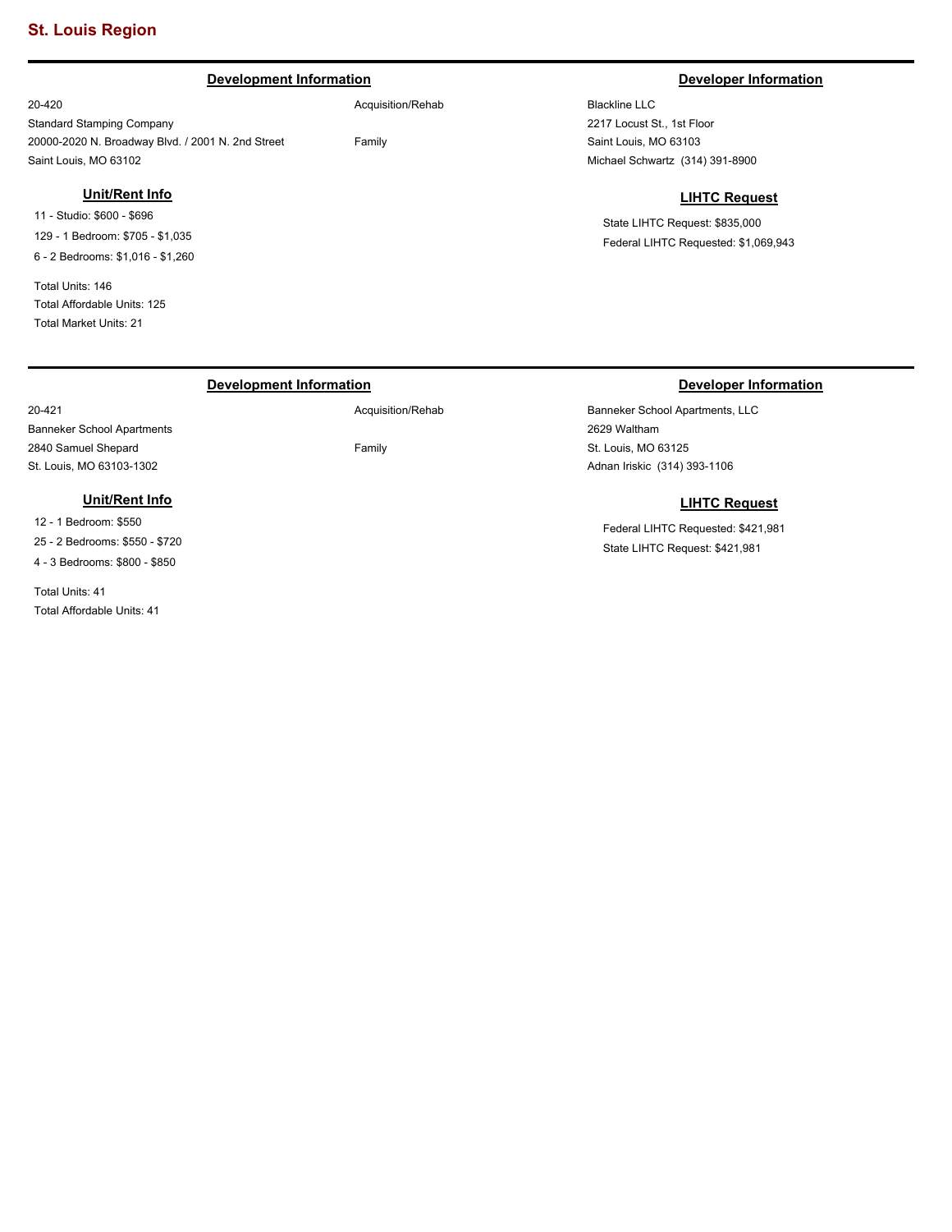## St. Louis Region

---

### Development Information

20-420
Standard Stamping Company
20000-2020 N. Broadway Blvd. / 2001 N. 2nd Street
Saint Louis, MO 63102

Acquisition/Rehab

Family

### Developer Information

Blackline LLC
2217 Locust St., 1st Floor
Saint Louis, MO 63103
Michael Schwartz (314) 391-8900

### Unit/Rent Info

11 - Studio: $600 - $696
129 - 1 Bedroom: $705 - $1,035
6 - 2 Bedrooms: $1,016 - $1,260

Total Units: 146
Total Affordable Units: 125
Total Market Units: 21

### LIHTC Request

State LIHTC Request: $835,000
Federal LIHTC Requested: $1,069,943

---

### Development Information

20-421
Banneker School Apartments
2840 Samuel Shepard
St. Louis, MO 63103-1302

Acquisition/Rehab

Family

### Developer Information

Banneker School Apartments, LLC
2629 Waltham
St. Louis, MO 63125
Adnan Iriskic (314) 393-1106

### Unit/Rent Info

12 - 1 Bedroom: $550
25 - 2 Bedrooms: $550 - $720
4 - 3 Bedrooms: $800 - $850

Total Units: 41
Total Affordable Units: 41

### LIHTC Request

Federal LIHTC Requested: $421,981
State LIHTC Request: $421,981